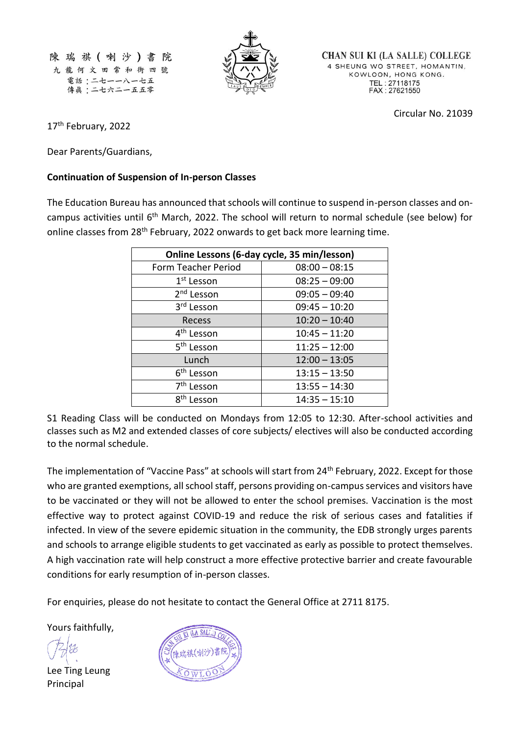陳瑞祺（喇沙）書院
九龍何文田常和街四號
電話：二七一一八一七五
傳真：二七六二一五五零

CHAN SUI KI (LA SALLE) COLLEGE
4 SHEUNG WO STREET, HOMANTIN,
KOWLOON, HONG KONG.
TEL : 27118175
FAX : 27621550

Circular No. 21039

17th February, 2022

Dear Parents/Guardians,

**Continuation of Suspension of In-person Classes**

The Education Bureau has announced that schools will continue to suspend in-person classes and on-campus activities until 6th March, 2022. The school will return to normal schedule (see below) for online classes from 28th February, 2022 onwards to get back more learning time.

| Online Lessons (6-day cycle, 35 min/lesson) | |
|---|---|
| Form Teacher Period | 08:00 – 08:15 |
| 1st Lesson | 08:25 – 09:00 |
| 2nd Lesson | 09:05 – 09:40 |
| 3rd Lesson | 09:45 – 10:20 |
| Recess | 10:20 – 10:40 |
| 4th Lesson | 10:45 – 11:20 |
| 5th Lesson | 11:25 – 12:00 |
| Lunch | 12:00 – 13:05 |
| 6th Lesson | 13:15 – 13:50 |
| 7th Lesson | 13:55 – 14:30 |
| 8th Lesson | 14:35 – 15:10 |

S1 Reading Class will be conducted on Mondays from 12:05 to 12:30. After-school activities and classes such as M2 and extended classes of core subjects/ electives will also be conducted according to the normal schedule.

The implementation of "Vaccine Pass" at schools will start from 24th February, 2022. Except for those who are granted exemptions, all school staff, persons providing on-campus services and visitors have to be vaccinated or they will not be allowed to enter the school premises. Vaccination is the most effective way to protect against COVID-19 and reduce the risk of serious cases and fatalities if infected. In view of the severe epidemic situation in the community, the EDB strongly urges parents and schools to arrange eligible students to get vaccinated as early as possible to protect themselves. A high vaccination rate will help construct a more effective protective barrier and create favourable conditions for early resumption of in-person classes.

For enquiries, please do not hesitate to contact the General Office at 2711 8175.

Yours faithfully,

Lee Ting Leung
Principal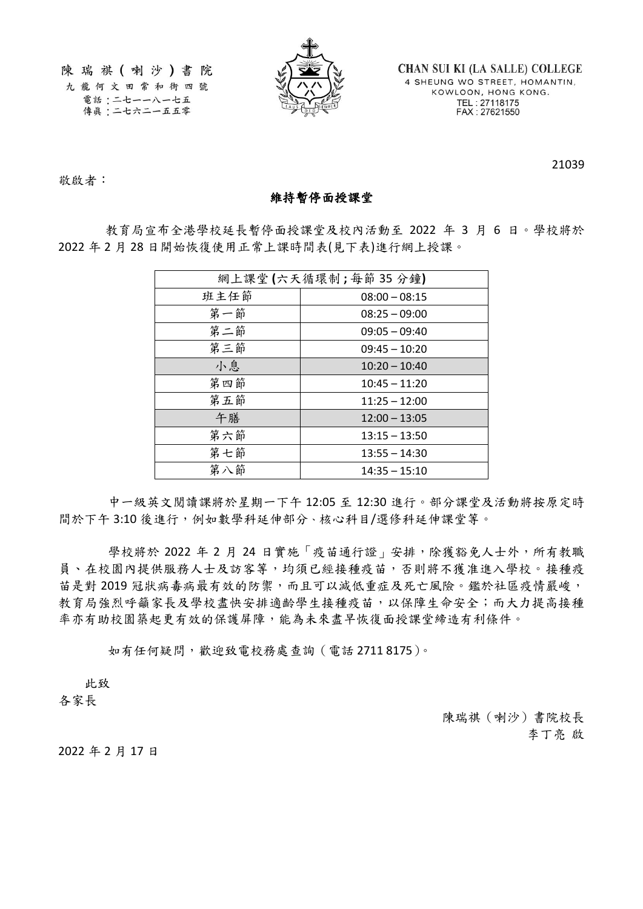陳瑞祺(喇沙)書院
九龍何文田常和街四號
電話：二七一一八一七五
傳眞：二七六二一五五零

CHAN SUI KI (LA SALLE) COLLEGE
4 SHEUNG WO STREET, HOMANTIN,
KOWLOON, HONG KONG.
TEL : 27118175
FAX : 27621550

21039

敬啟者：

**維持暫停面授課堂**

教育局宣布全港學校延長暫停面授課堂及校內活動至 2022 年 3 月 6 日。學校將於 2022 年 2 月 28 日開始恢復使用正常上課時間表(見下表)進行網上授課。

| 網上課堂 (六天循環制；每節 35 分鐘) | |
|---|---|
| 班主任節 | 08:00 – 08:15 |
| 第一節 | 08:25 – 09:00 |
| 第二節 | 09:05 – 09:40 |
| 第三節 | 09:45 – 10:20 |
| 小息 | 10:20 – 10:40 |
| 第四節 | 10:45 – 11:20 |
| 第五節 | 11:25 – 12:00 |
| 午膳 | 12:00 – 13:05 |
| 第六節 | 13:15 – 13:50 |
| 第七節 | 13:55 – 14:30 |
| 第八節 | 14:35 – 15:10 |

中一級英文閱讀課將於星期一下午 12:05 至 12:30 進行。部分課堂及活動將按原定時間於下午 3:10 後進行，例如數學科延伸部分、核心科目/選修科延伸課堂等。

學校將於 2022 年 2 月 24 日實施「疫苗通行證」安排，除獲豁免人士外，所有教職員、在校園內提供服務人士及訪客等，均須已經接種疫苗，否則將不獲准進入學校。接種疫苗是對 2019 冠狀病毒病最有效的防禦，而且可以減低重症及死亡風險。鑑於社區疫情嚴峻，教育局強烈呼籲家長及學校盡快安排適齡學生接種疫苗，以保障生命安全；而大力提高接種率亦有助校園築起更有效的保護屏障，能為未來盡早恢復面授課堂締造有利條件。

如有任何疑問，歡迎致電校務處查詢（電話 2711 8175）。

此致

各家長

陳瑞祺（喇沙）書院校長
李丁亮 啟

2022 年 2 月 17 日